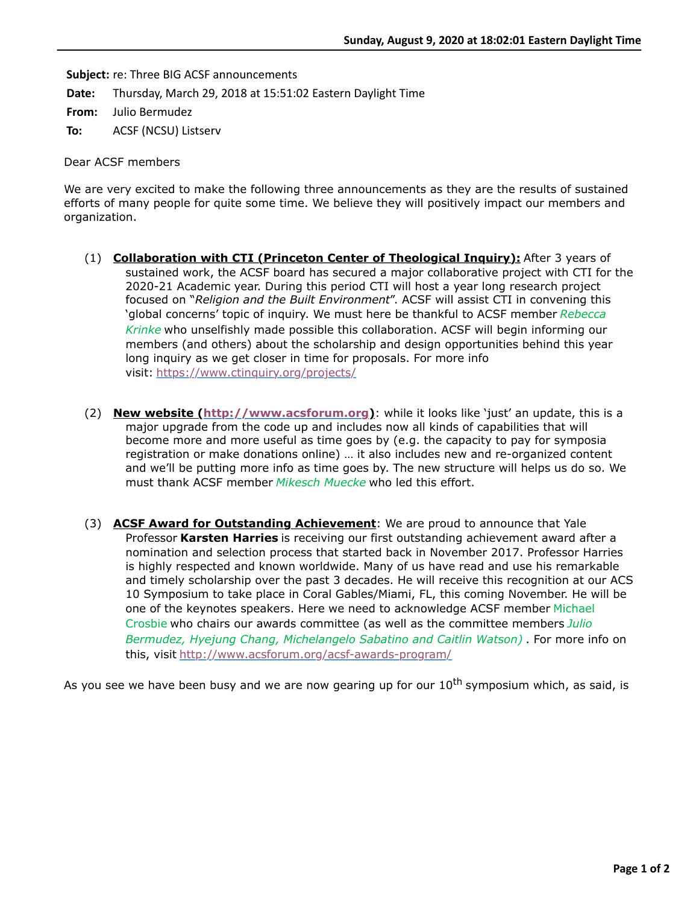**Subject:** re: Three BIG ACSF announcements

**Date:** Thursday, March 29, 2018 at 15:51:02 Eastern Daylight Time

**From:** Julio Bermudez

**To:** ACSF (NCSU) Listserv

Dear ACSF members

We are very excited to make the following three announcements as they are the results of sustained efforts of many people for quite some time. We believe they will positively impact our members and organization.

(1) **Collaboration with CTI (Princeton Center of Theological Inquiry):** After 3 years of sustained work, the ACSF board has secured a major collaborative project with CTI for the 2020-21 Academic year. During this period CTI will host a year long research project focused on "*Religion and the Built Environment*". ACSF will assist CTI in convening this 'global concerns' topic of inquiry. We must here be thankful to ACSF member *Rebecca Krinke* who unselfishly made possible this collaboration. ACSF will begin informing our members (and others) about the scholarship and design opportunities behind this year long inquiry as we get closer in time for proposals. For more info visit: https://www.ctinquiry.org/projects/

(2) **New website (http://www.acsforum.org)**: while it looks like 'just' an update, this is a major upgrade from the code up and includes now all kinds of capabilities that will become more and more useful as time goes by (e.g. the capacity to pay for symposia registration or make donations online) … it also includes new and re-organized content and we'll be putting more info as time goes by. The new structure will helps us do so. We must thank ACSF member *Mikesch Muecke* who led this effort.

(3) **ACSF Award for Outstanding Achievement**: We are proud to announce that Yale Professor **Karsten Harries** is receiving our first outstanding achievement award after a nomination and selection process that started back in November 2017. Professor Harries is highly respected and known worldwide. Many of us have read and use his remarkable and timely scholarship over the past 3 decades. He will receive this recognition at our ACS 10 Symposium to take place in Coral Gables/Miami, FL, this coming November. He will be one of the keynotes speakers. Here we need to acknowledge ACSF member Michael Crosbie who chairs our awards committee (as well as the committee members *Julio Bermudez, Hyejung Chang, Michelangelo Sabatino and Caitlin Watson)* . For more info on this, visit http://www.acsforum.org/acsf-awards-program/

As you see we have been busy and we are now gearing up for our 10th symposium which, as said, is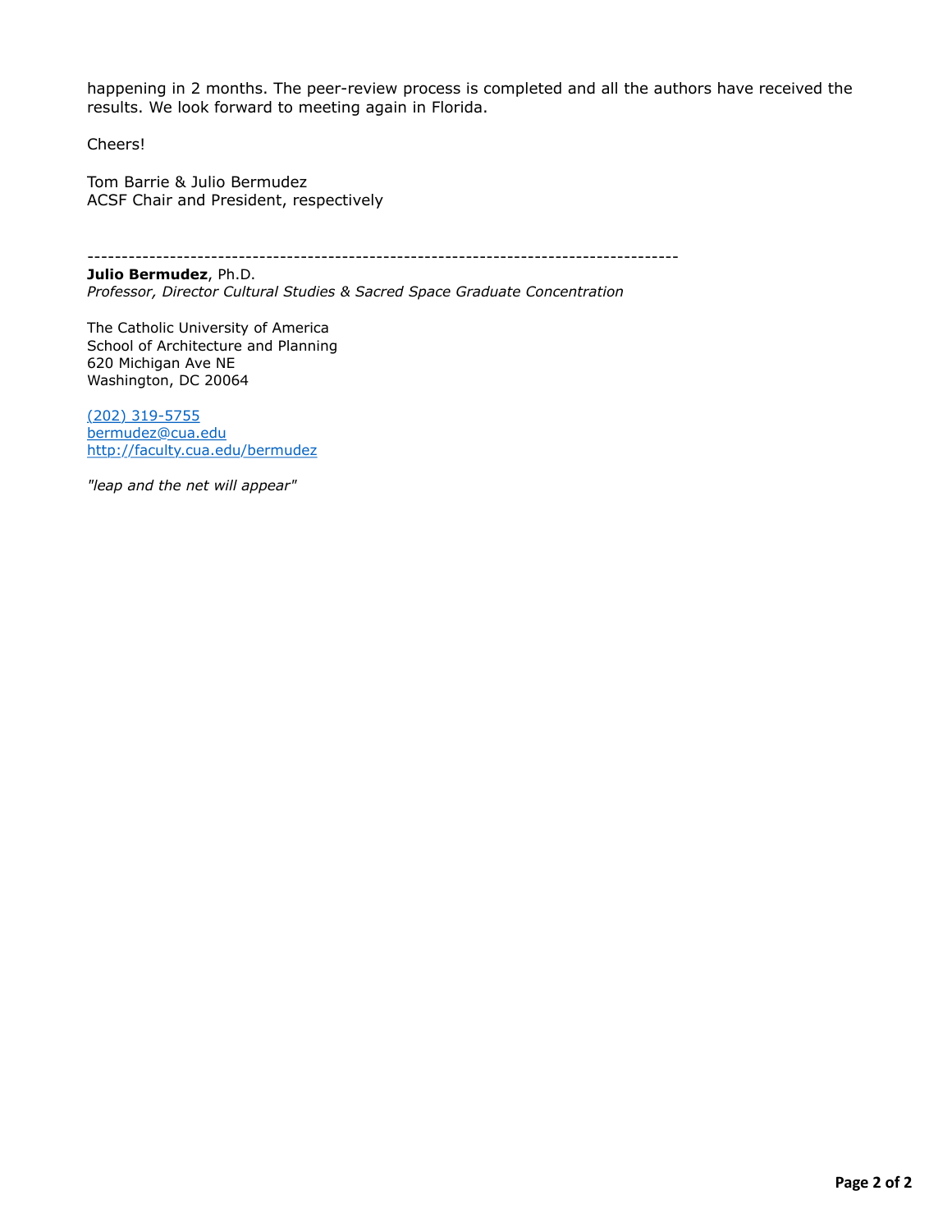happening in 2 months. The peer-review process is completed and all the authors have received the results. We look forward to meeting again in Florida.

Cheers!

Tom Barrie & Julio Bermudez
ACSF Chair and President, respectively

---------------------------------------------------------------------------------------

**Julio Bermudez**, Ph.D.
*Professor, Director Cultural Studies & Sacred Space Graduate Concentration*

The Catholic University of America
School of Architecture and Planning
620 Michigan Ave NE
Washington, DC 20064

(202) 319-5755
bermudez@cua.edu
http://faculty.cua.edu/bermudez

*"leap and the net will appear"*